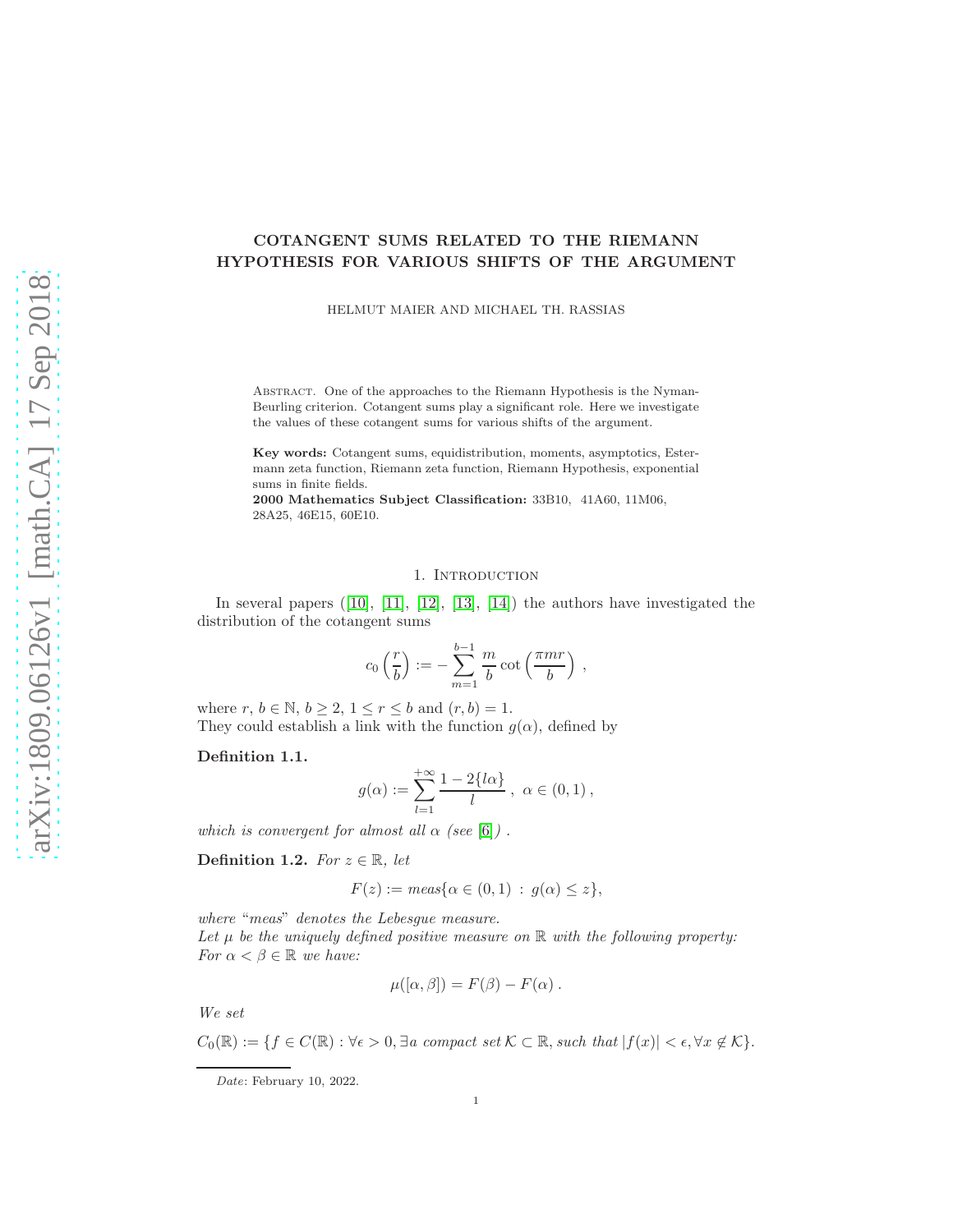# COTANGENT SUMS RELATED TO THE RIEMANN HYPOTHESIS FOR VARIOUS SHIFTS OF THE ARGUMENT

HELMUT MAIER AND MICHAEL TH. RASSIAS

Abstract. One of the approaches to the Riemann Hypothesis is the Nyman-Beurling criterion. Cotangent sums play a significant role. Here we investigate the values of these cotangent sums for various shifts of the argument.

**Key words:** Cotangent sums, equidistribution, moments, asymptotics, Estermann zeta function, Riemann zeta function, Riemann Hypothesis, exponential sums in finite fields.

**2000 Mathematics Subject Classification:** 33B10, 41A60, 11M06, 28A25, 46E15, 60E10.

## 1. Introduction

In several papers ([10], [11], [12], [13], [14]) the authors have investigated the distribution of the cotangent sums

$$c_0\left(\frac{r}{b}\right) := -\sum_{m=1}^{b-1} \frac{m}{b} \cot\left(\frac{\pi m r}{b}\right) ,$$

where $r,\, b \in \mathbb{N}$, $b \geq 2$, $1 \leq r \leq b$ and $(r,b) = 1$.
They could establish a link with the function $g(\alpha)$, defined by

**Definition 1.1.**

$$g(\alpha) := \sum_{l=1}^{+\infty} \frac{1-2\{l\alpha\}}{l} ,\ \alpha \in (0,1) ,$$

*which is convergent for almost all $\alpha$ (see [6]) .*

**Definition 1.2.** *For $z \in \mathbb{R}$, let*

$$F(z) := meas\{\alpha \in (0,1) \,:\, g(\alpha) \leq z\},$$

*where "meas" denotes the Lebesgue measure.*
*Let $\mu$ be the uniquely defined positive measure on $\mathbb{R}$ with the following property:*
*For $\alpha < \beta \in \mathbb{R}$ we have:*

$$\mu([\alpha,\beta]) = F(\beta) - F(\alpha) .$$

*We set*

$$C_0(\mathbb{R}) := \{f \in C(\mathbb{R}) : \forall \epsilon > 0, \exists a \text{ compact set } \mathcal{K} \subset \mathbb{R}, \text{such that } |f(x)| < \epsilon, \forall x \notin \mathcal{K}\}.$$

*Date*: February 10, 2022.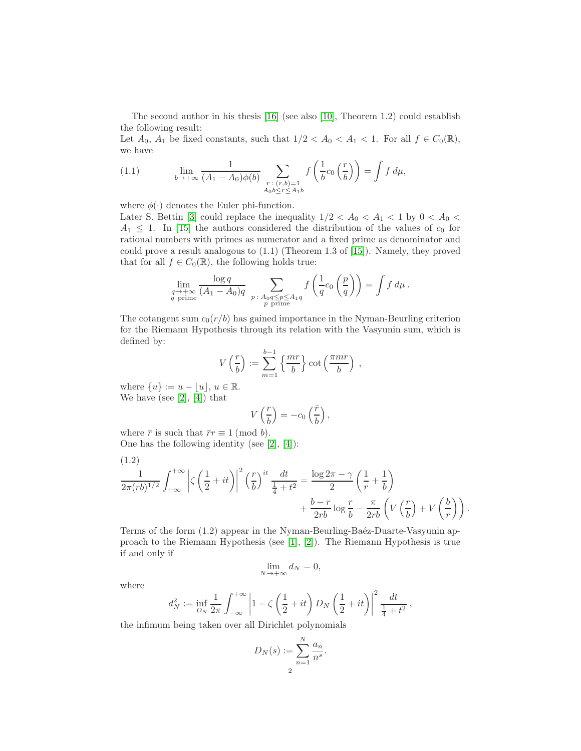The second author in his thesis [16] (see also [10], Theorem 1.2) could establish the following result:
Let $A_0$, $A_1$ be fixed constants, such that $1/2 < A_0 < A_1 < 1$. For all $f \in C_0(\mathbb{R})$, we have

$$\lim_{b\to+\infty} \frac{1}{(A_1 - A_0)\phi(b)} \sum_{\substack{r\,:\,(r,b)=1 \\ A_0 b \le r \le A_1 b}} f\left(\frac{1}{b} c_0\left(\frac{r}{b}\right)\right) = \int f \, d\mu, \tag{1.1}$$

where $\phi(\cdot)$ denotes the Euler phi-function.
Later S. Bettin [3] could replace the inequality $1/2 < A_0 < A_1 < 1$ by $0 < A_0 < A_1 \le 1$. In [15] the authors considered the distribution of the values of $c_0$ for rational numbers with primes as numerator and a fixed prime as denominator and could prove a result analogous to (1.1) (Theorem 1.3 of [15]). Namely, they proved that for all $f \in C_0(\mathbb{R})$, the following holds true:

$$\lim_{\substack{q\to+\infty \\ q \text{ prime}}} \frac{\log q}{(A_1 - A_0)q} \sum_{\substack{p\,:\,A_0 q \le p \le A_1 q \\ p \text{ prime}}} f\left(\frac{1}{q} c_0\left(\frac{p}{q}\right)\right) = \int f \, d\mu \,.$$

The cotangent sum $c_0(r/b)$ has gained importance in the Nyman-Beurling criterion for the Riemann Hypothesis through its relation with the Vasyunin sum, which is defined by:

$$V\left(\frac{r}{b}\right) := \sum_{m=1}^{b-1} \left\{\frac{mr}{b}\right\} \cot\left(\frac{\pi m r}{b}\right) \,,$$

where $\{u\} := u - \lfloor u \rfloor$, $u \in \mathbb{R}$.
We have (see [2], [4]) that

$$V\left(\frac{r}{b}\right) = -c_0\left(\frac{\bar{r}}{b}\right),$$

where $\bar{r}$ is such that $\bar{r}r \equiv 1 \pmod{b}$.
One has the following identity (see [2], [4]):

$$\begin{aligned}\frac{1}{2\pi(rb)^{1/2}} \int_{-\infty}^{+\infty} \left|\zeta\left(\frac{1}{2} + it\right)\right|^2 \left(\frac{r}{b}\right)^{it} \frac{dt}{\frac{1}{4} + t^2} &= \frac{\log 2\pi - \gamma}{2}\left(\frac{1}{r} + \frac{1}{b}\right) \\ &\quad + \frac{b-r}{2rb} \log \frac{r}{b} - \frac{\pi}{2rb}\left(V\left(\frac{r}{b}\right) + V\left(\frac{b}{r}\right)\right).\end{aligned} \tag{1.2}$$

Terms of the form (1.2) appear in the Nyman-Beurling-Baéz-Duarte-Vasyunin approach to the Riemann Hypothesis (see [1], [2]). The Riemann Hypothesis is true if and only if

$$\lim_{N\to+\infty} d_N = 0,$$

where

$$d_N^2 := \inf_{D_N} \frac{1}{2\pi} \int_{-\infty}^{+\infty} \left|1 - \zeta\left(\frac{1}{2} + it\right) D_N\left(\frac{1}{2} + it\right)\right|^2 \frac{dt}{\frac{1}{4} + t^2} \,,$$

the infimum being taken over all Dirichlet polynomials

$$D_N(s) := \sum_{n=1}^{N} \frac{a_n}{n^s}.$$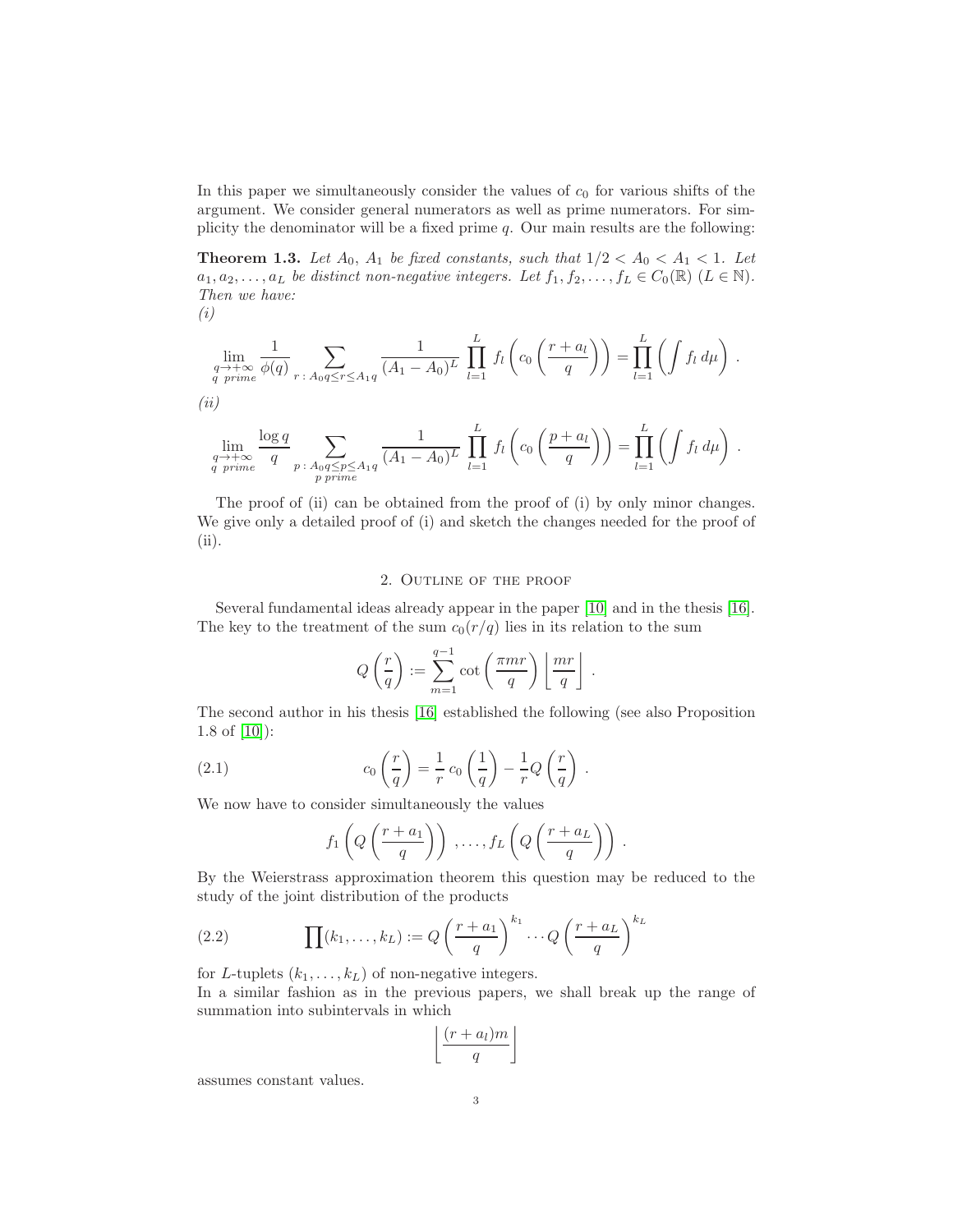In this paper we simultaneously consider the values of $c_0$ for various shifts of the argument. We consider general numerators as well as prime numerators. For simplicity the denominator will be a fixed prime $q$. Our main results are the following:

**Theorem 1.3.** *Let $A_0$, $A_1$ be fixed constants, such that $1/2 < A_0 < A_1 < 1$. Let $a_1, a_2, \ldots, a_L$ be distinct non-negative integers. Let $f_1, f_2, \ldots, f_L \in C_0(\mathbb{R})$ ($L \in \mathbb{N}$). Then we have:*

*(i)*

$$\lim_{\substack{q\to+\infty \\ q \text{ prime}}} \frac{1}{\phi(q)} \sum_{r\,:\,A_0 q \le r \le A_1 q} \frac{1}{(A_1 - A_0)^L} \prod_{l=1}^{L} f_l\left(c_0\left(\frac{r+a_l}{q}\right)\right) = \prod_{l=1}^{L} \left(\int f_l \, d\mu\right) .$$

*(ii)*

$$\lim_{\substack{q\to+\infty \\ q \text{ prime}}} \frac{\log q}{q} \sum_{\substack{p\,:\,A_0 q \le p \le A_1 q \\ p \text{ prime}}} \frac{1}{(A_1 - A_0)^L} \prod_{l=1}^{L} f_l\left(c_0\left(\frac{p+a_l}{q}\right)\right) = \prod_{l=1}^{L} \left(\int f_l \, d\mu\right) .$$

The proof of (ii) can be obtained from the proof of (i) by only minor changes. We give only a detailed proof of (i) and sketch the changes needed for the proof of (ii).

## 2. Outline of the proof

Several fundamental ideas already appear in the paper [10] and in the thesis [16]. The key to the treatment of the sum $c_0(r/q)$ lies in its relation to the sum

$$Q\left(\frac{r}{q}\right) := \sum_{m=1}^{q-1} \cot\left(\frac{\pi m r}{q}\right) \left\lfloor \frac{mr}{q} \right\rfloor .$$

The second author in his thesis [16] established the following (see also Proposition 1.8 of [10]):

$$c_0\left(\frac{r}{q}\right) = \frac{1}{r}\, c_0\left(\frac{1}{q}\right) - \frac{1}{r} Q\left(\frac{r}{q}\right) . \tag{2.1}$$

We now have to consider simultaneously the values

$$f_1\left(Q\left(\frac{r+a_1}{q}\right)\right) , \ldots , f_L\left(Q\left(\frac{r+a_L}{q}\right)\right) .$$

By the Weierstrass approximation theorem this question may be reduced to the study of the joint distribution of the products

$$\prod(k_1, \ldots, k_L) := Q\left(\frac{r+a_1}{q}\right)^{k_1} \cdots Q\left(\frac{r+a_L}{q}\right)^{k_L} \tag{2.2}$$

for $L$-tuplets $(k_1, \ldots, k_L)$ of non-negative integers.

In a similar fashion as in the previous papers, we shall break up the range of summation into subintervals in which

$$\left\lfloor \frac{(r+a_l)m}{q} \right\rfloor$$

assumes constant values.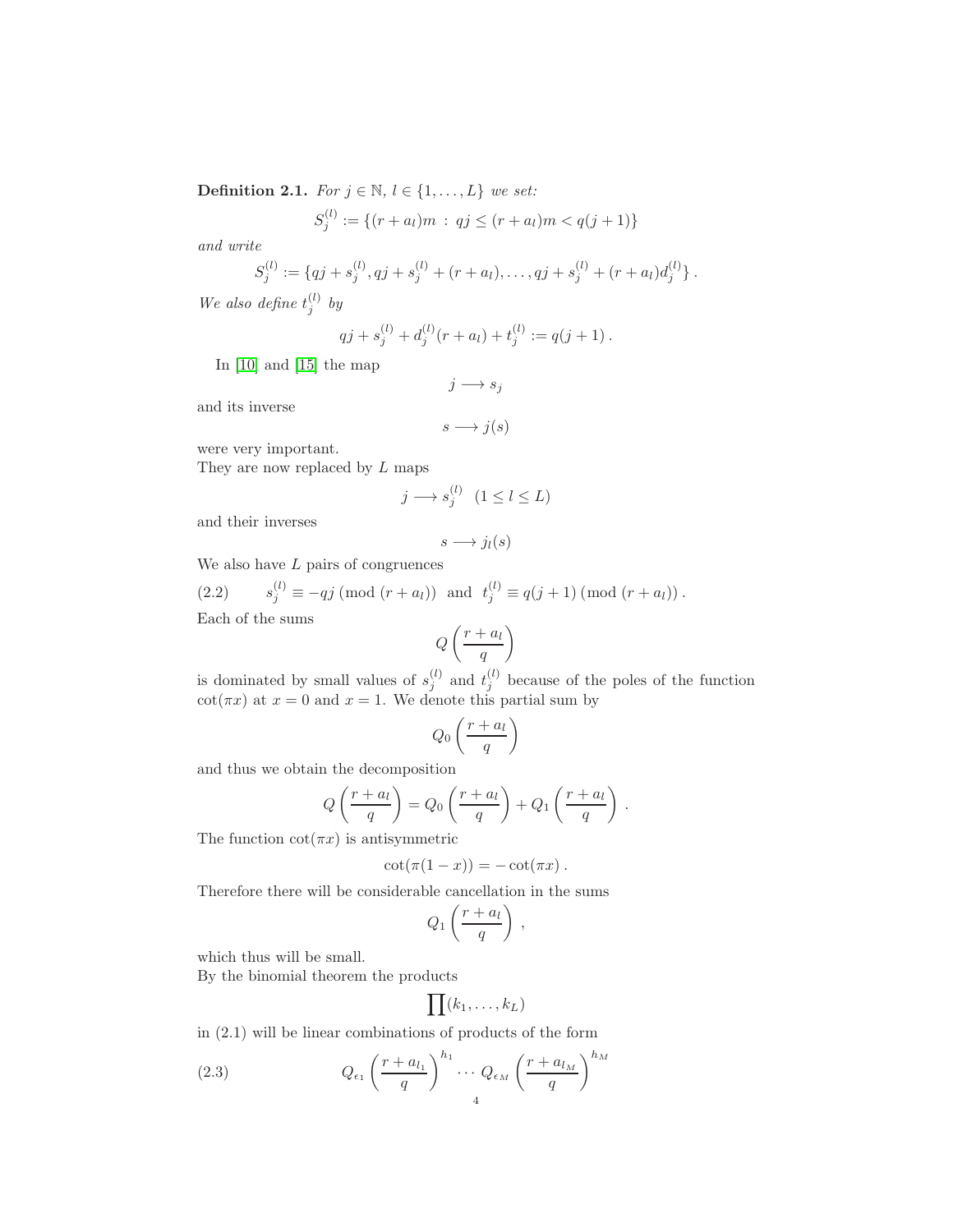**Definition 2.1.** *For $j \in \mathbb{N}$, $l \in \{1, \ldots, L\}$ we set:*

$$S_j^{(l)} := \{(r+a_l)m \,:\, qj \leq (r+a_l)m < q(j+1)\}$$

*and write*

$$S_j^{(l)} := \{qj + s_j^{(l)}, qj + s_j^{(l)} + (r+a_l), \ldots, qj + s_j^{(l)} + (r+a_l)d_j^{(l)}\}\,.$$

*We also define $t_j^{(l)}$ by*

$$qj + s_j^{(l)} + d_j^{(l)}(r+a_l) + t_j^{(l)} := q(j+1)\,.$$

In [10] and [15] the map

$$j \longrightarrow s_j$$

and its inverse

$$s \longrightarrow j(s)$$

were very important.
They are now replaced by $L$ maps

$$j \longrightarrow s_j^{(l)} \quad (1 \leq l \leq L)$$

and their inverses

$$s \longrightarrow j_l(s)$$

We also have $L$ pairs of congruences

$$s_j^{(l)} \equiv -qj \pmod{(r+a_l)} \ \text{ and } \ t_j^{(l)} \equiv q(j+1) \pmod{(r+a_l)}\,. \tag{2.2}$$

Each of the sums

$$Q\left(\frac{r+a_l}{q}\right)$$

is dominated by small values of $s_j^{(l)}$ and $t_j^{(l)}$ because of the poles of the function $\cot(\pi x)$ at $x=0$ and $x=1$. We denote this partial sum by

$$Q_0\left(\frac{r+a_l}{q}\right)$$

and thus we obtain the decomposition

$$Q\left(\frac{r+a_l}{q}\right) = Q_0\left(\frac{r+a_l}{q}\right) + Q_1\left(\frac{r+a_l}{q}\right)\,.$$

The function $\cot(\pi x)$ is antisymmetric

$$\cot(\pi(1-x)) = -\cot(\pi x)\,.$$

Therefore there will be considerable cancellation in the sums

$$Q_1\left(\frac{r+a_l}{q}\right)\,,$$

which thus will be small.
By the binomial theorem the products

$$\prod(k_1, \ldots, k_L)$$

in (2.1) will be linear combinations of products of the form

$$Q_{\epsilon_1}\left(\frac{r+a_{l_1}}{q}\right)^{h_1} \cdots Q_{\epsilon_M}\left(\frac{r+a_{l_M}}{q}\right)^{h_M} \tag{2.3}$$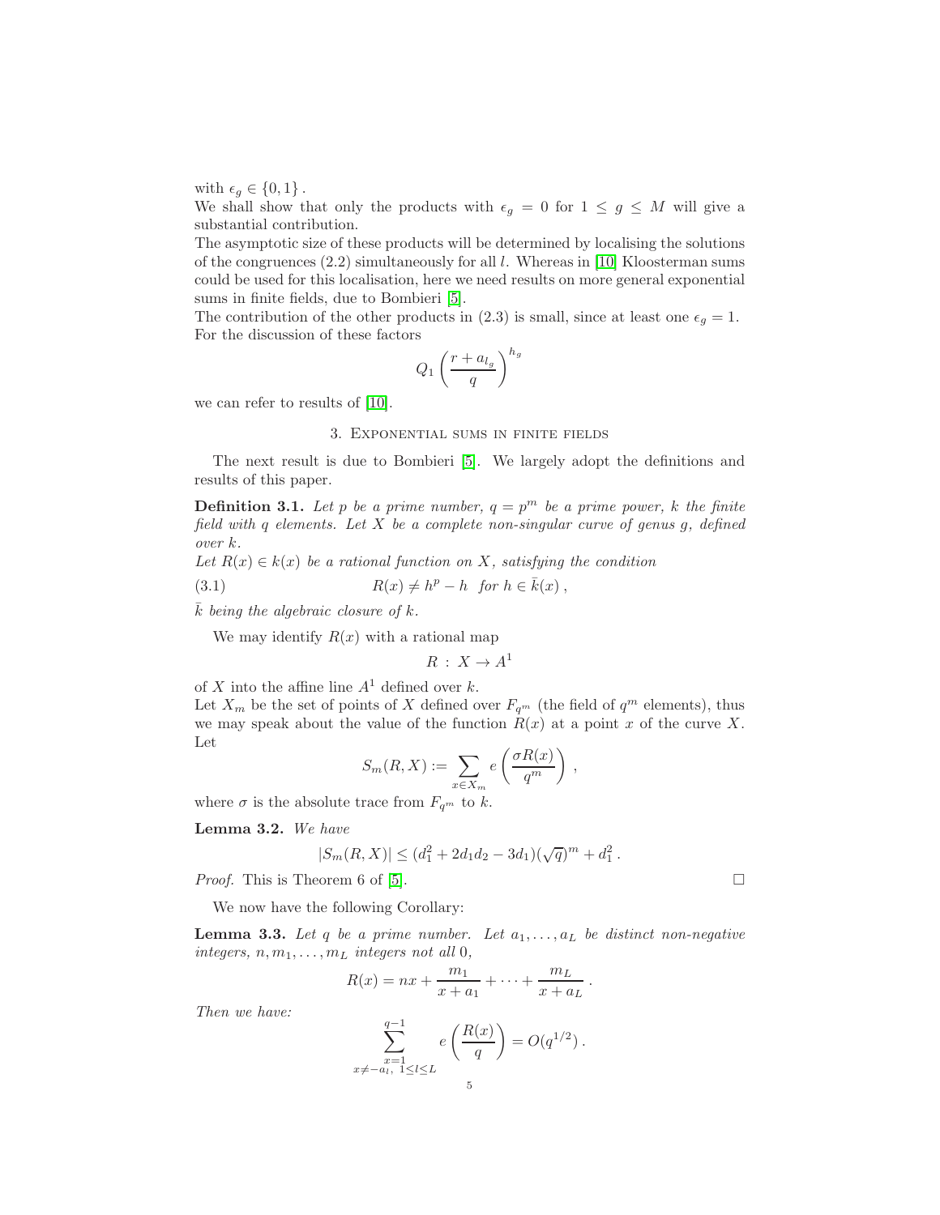with $\epsilon_g \in \{0, 1\}$.
We shall show that only the products with $\epsilon_g = 0$ for $1 \leq g \leq M$ will give a substantial contribution.
The asymptotic size of these products will be determined by localising the solutions of the congruences (2.2) simultaneously for all $l$. Whereas in [10] Kloosterman sums could be used for this localisation, here we need results on more general exponential sums in finite fields, due to Bombieri [5].
The contribution of the other products in (2.3) is small, since at least one $\epsilon_g = 1$.
For the discussion of these factors

$$Q_1\left(\frac{r + a_{l_g}}{q}\right)^{h_g}$$

we can refer to results of [10].

## 3. Exponential sums in finite fields

The next result is due to Bombieri [5]. We largely adopt the definitions and results of this paper.

**Definition 3.1.** *Let $p$ be a prime number, $q = p^m$ be a prime power, $k$ the finite field with $q$ elements. Let $X$ be a complete non-singular curve of genus $g$, defined over $k$.*
*Let $R(x) \in k(x)$ be a rational function on $X$, satisfying the condition*

$$R(x) \neq h^p - h \quad \text{for } h \in \bar{k}(x)\,, \tag{3.1}$$

*$\bar{k}$ being the algebraic closure of $k$.*

We may identify $R(x)$ with a rational map

$$R\,:\,X \to A^1$$

of $X$ into the affine line $A^1$ defined over $k$.
Let $X_m$ be the set of points of $X$ defined over $F_{q^m}$ (the field of $q^m$ elements), thus we may speak about the value of the function $R(x)$ at a point $x$ of the curve $X$.
Let

$$S_m(R, X) := \sum_{x \in X_m} e\left(\frac{\sigma R(x)}{q^m}\right)\,,$$

where $\sigma$ is the absolute trace from $F_{q^m}$ to $k$.

**Lemma 3.2.** *We have*

$$|S_m(R, X)| \leq (d_1^2 + 2d_1 d_2 - 3d_1)(\sqrt{q})^m + d_1^2\,.$$

*Proof.* This is Theorem 6 of [5]. □

We now have the following Corollary:

**Lemma 3.3.** *Let $q$ be a prime number. Let $a_1, \ldots, a_L$ be distinct non-negative integers, $n, m_1, \ldots, m_L$ integers not all $0$,*

$$R(x) = nx + \frac{m_1}{x + a_1} + \cdots + \frac{m_L}{x + a_L}\,.$$

*Then we have:*

$$\sum_{\substack{x=1 \\ x \neq -a_l,\ 1 \leq l \leq L}}^{q-1} e\left(\frac{R(x)}{q}\right) = O(q^{1/2})\,.$$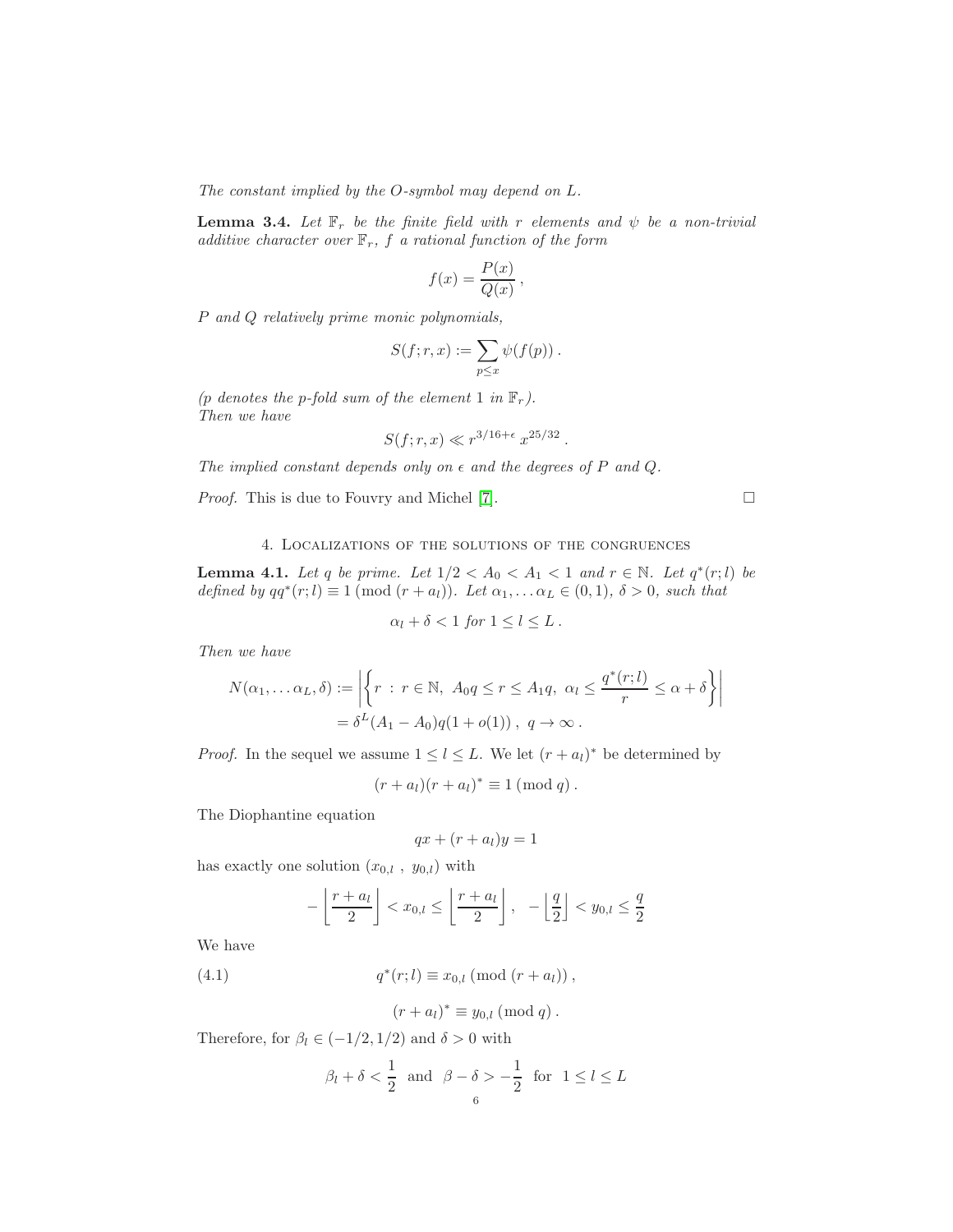*The constant implied by the O-symbol may depend on L.*

**Lemma 3.4.** *Let $\mathbb{F}_r$ be the finite field with $r$ elements and $\psi$ be a non-trivial additive character over $\mathbb{F}_r$, $f$ a rational function of the form*

$$f(x) = \frac{P(x)}{Q(x)}\,,$$

*$P$ and $Q$ relatively prime monic polynomials,*

$$S(f;r,x) := \sum_{p\le x} \psi(f(p))\,.$$

*($p$ denotes the $p$-fold sum of the element $1$ in $\mathbb{F}_r$).*
*Then we have*

$$S(f;r,x) \ll r^{3/16+\epsilon}\, x^{25/32}\,.$$

*The implied constant depends only on $\epsilon$ and the degrees of $P$ and $Q$.*

*Proof.* This is due to Fouvry and Michel [7]. $\square$

## 4. Localizations of the solutions of the congruences

**Lemma 4.1.** *Let $q$ be prime. Let $1/2 < A_0 < A_1 < 1$ and $r \in \mathbb{N}$. Let $q^*(r;l)$ be defined by $qq^*(r;l) \equiv 1 \ (\mathrm{mod}\ (r+a_l))$. Let $\alpha_1, \dots \alpha_L \in (0,1)$, $\delta > 0$, such that*

$$\alpha_l + \delta < 1 \text{ for } 1 \le l \le L\,.$$

*Then we have*

$$\begin{aligned} N(\alpha_1,\dots \alpha_L, \delta) &:= \left| \left\{ r \,:\, r\in\mathbb{N},\ A_0 q \le r \le A_1 q,\ \alpha_l \le \frac{q^*(r;l)}{r} \le \alpha + \delta \right\} \right| \\ &= \delta^L (A_1 - A_0) q (1+o(1))\,,\ q\to\infty\,. \end{aligned}$$

*Proof.* In the sequel we assume $1 \le l \le L$. We let $(r+a_l)^*$ be determined by

$$(r+a_l)(r+a_l)^* \equiv 1 \ (\mathrm{mod}\ q)\,.$$

The Diophantine equation

$$qx + (r+a_l)y = 1$$

has exactly one solution $(x_{0,l}\ ,\ y_{0,l})$ with

$$-\left\lfloor \frac{r+a_l}{2} \right\rfloor < x_{0,l} \le \left\lfloor \frac{r+a_l}{2} \right\rfloor,\ \ -\left\lfloor \frac{q}{2} \right\rfloor < y_{0,l} \le \frac{q}{2}$$

We have

$$q^*(r;l) \equiv x_{0,l} \ (\mathrm{mod}\ (r+a_l))\,, \tag{4.1}$$

$$(r+a_l)^* \equiv y_{0,l} \ (\mathrm{mod}\ q)\,.$$

Therefore, for $\beta_l \in (-1/2, 1/2)$ and $\delta > 0$ with

$$\beta_l + \delta < \frac{1}{2} \ \text{ and } \ \beta - \delta > -\frac{1}{2} \ \text{ for } \ 1 \le l \le L$$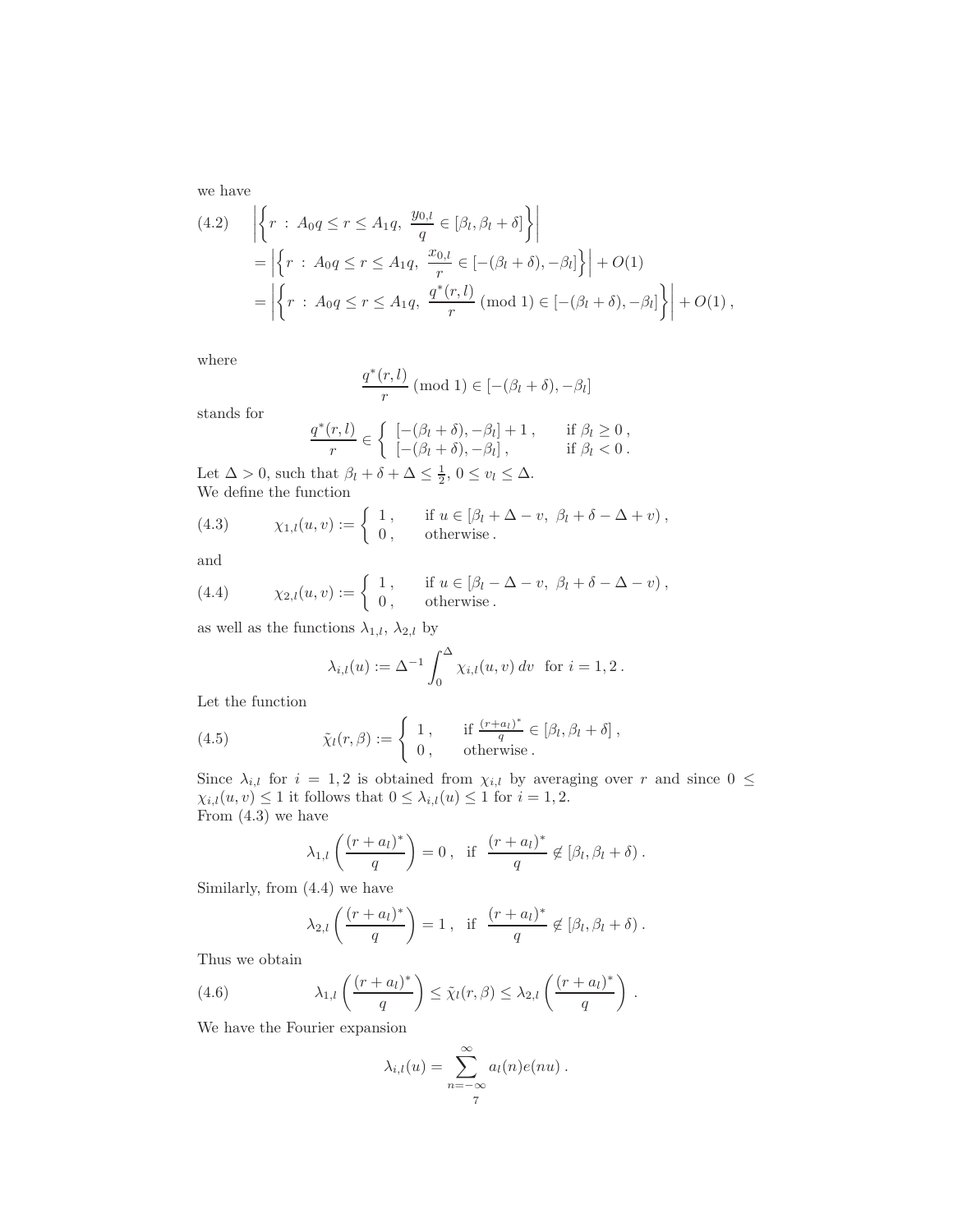we have

$$
\begin{aligned}
(4.2)\qquad &\left|\left\{r \,:\, A_0q \le r \le A_1q,\ \frac{y_{0,l}}{q} \in [\beta_l, \beta_l+\delta]\right\}\right| \\
&= \left|\left\{r \,:\, A_0q \le r \le A_1q,\ \frac{x_{0,l}}{r} \in [-(\beta_l+\delta), -\beta_l]\right\}\right| + O(1) \\
&= \left|\left\{r \,:\, A_0q \le r \le A_1q,\ \frac{q^*(r,l)}{r} \ (\mathrm{mod}\ 1) \in [-(\beta_l+\delta), -\beta_l]\right\}\right| + O(1)\,,
\end{aligned}
$$

where

$$
\frac{q^*(r,l)}{r} \ (\mathrm{mod}\ 1) \in [-(\beta_l+\delta), -\beta_l]
$$

stands for

$$
\frac{q^*(r,l)}{r} \in \begin{cases} [-(\beta_l+\delta), -\beta_l] + 1\,, & \text{if } \beta_l \ge 0\,, \\ [-(\beta_l+\delta), -\beta_l]\,, & \text{if } \beta_l < 0\,. \end{cases}
$$

Let $\Delta > 0$, such that $\beta_l + \delta + \Delta \le \frac{1}{2}$, $0 \le v_l \le \Delta$.
We define the function

$$
(4.3)\qquad \chi_{1,l}(u,v) := \begin{cases} 1\,, & \text{if } u \in [\beta_l + \Delta - v,\ \beta_l + \delta - \Delta + v)\,, \\ 0\,, & \text{otherwise}\,. \end{cases}
$$

and

$$
(4.4)\qquad \chi_{2,l}(u,v) := \begin{cases} 1\,, & \text{if } u \in [\beta_l - \Delta - v,\ \beta_l + \delta - \Delta - v)\,, \\ 0\,, & \text{otherwise}\,. \end{cases}
$$

as well as the functions $\lambda_{1,l}$, $\lambda_{2,l}$ by

$$
\lambda_{i,l}(u) := \Delta^{-1} \int_0^\Delta \chi_{i,l}(u,v)\, dv \ \text{ for } i = 1,2\,.
$$

Let the function

$$
(4.5)\qquad \tilde{\chi}_l(r,\beta) := \begin{cases} 1\,, & \text{if } \frac{(r+a_l)^*}{q} \in [\beta_l, \beta_l + \delta]\,, \\ 0\,, & \text{otherwise}\,. \end{cases}
$$

Since $\lambda_{i,l}$ for $i = 1,2$ is obtained from $\chi_{i,l}$ by averaging over $r$ and since $0 \le \chi_{i,l}(u,v) \le 1$ it follows that $0 \le \lambda_{i,l}(u) \le 1$ for $i = 1,2$.
From (4.3) we have

$$
\lambda_{1,l}\left(\frac{(r+a_l)^*}{q}\right) = 0\,, \ \text{ if } \ \frac{(r+a_l)^*}{q} \notin [\beta_l, \beta_l + \delta)\,.
$$

Similarly, from (4.4) we have

$$
\lambda_{2,l}\left(\frac{(r+a_l)^*}{q}\right) = 1\,, \ \text{ if } \ \frac{(r+a_l)^*}{q} \notin [\beta_l, \beta_l + \delta)\,.
$$

Thus we obtain

$$
(4.6)\qquad \lambda_{1,l}\left(\frac{(r+a_l)^*}{q}\right) \le \tilde{\chi}_l(r,\beta) \le \lambda_{2,l}\left(\frac{(r+a_l)^*}{q}\right)\,.
$$

We have the Fourier expansion

$$
\lambda_{i,l}(u) = \sum_{n=-\infty}^{\infty} a_l(n) e(nu)\,.
$$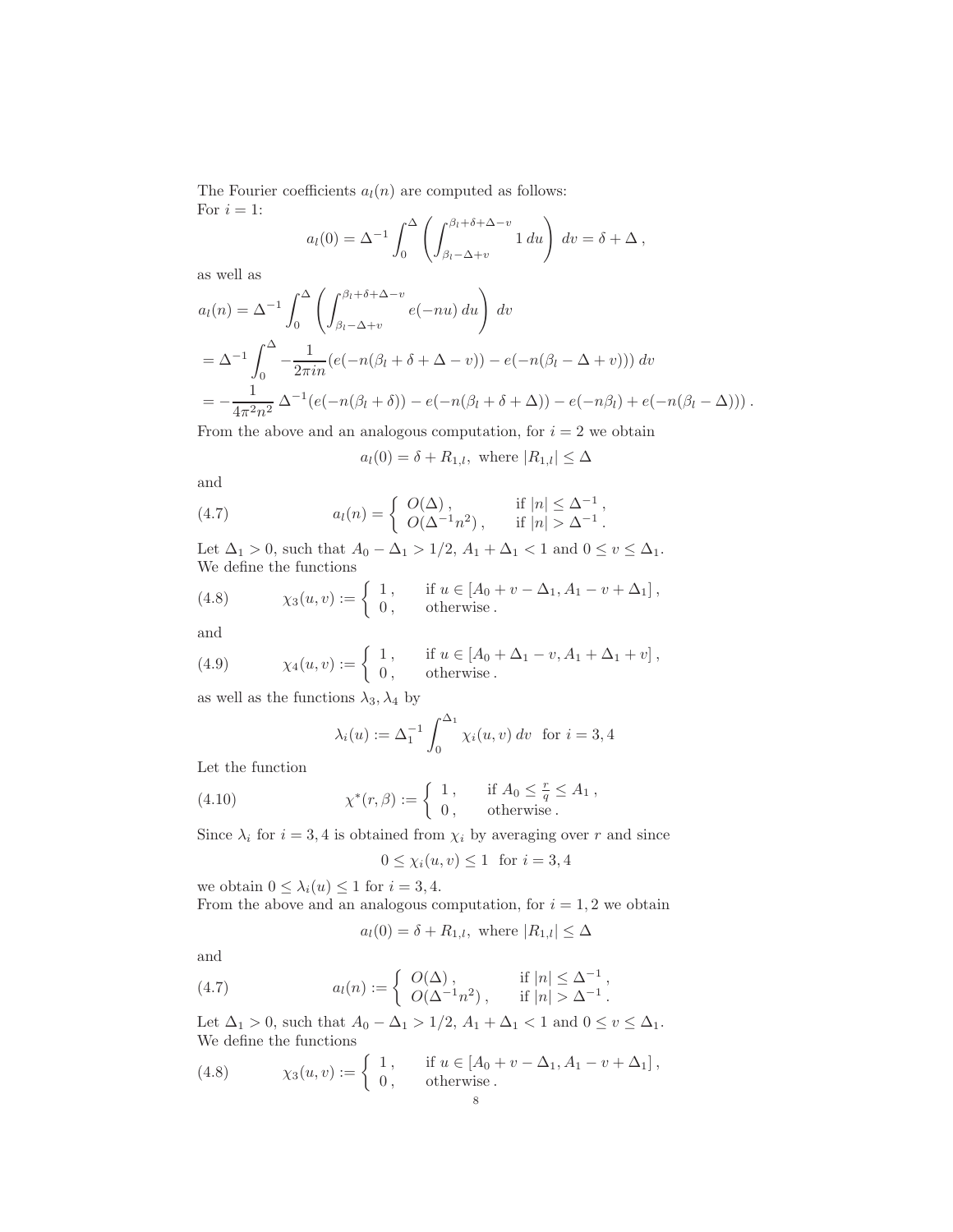The Fourier coefficients $a_l(n)$ are computed as follows:
For $i = 1$:

$$a_l(0) = \Delta^{-1} \int_0^{\Delta} \left( \int_{\beta_l - \Delta + v}^{\beta_l + \delta + \Delta - v} 1 \, du \right) \, dv = \delta + \Delta \,,$$

as well as

$$\begin{aligned}
a_l(n) &= \Delta^{-1} \int_0^{\Delta} \left( \int_{\beta_l - \Delta + v}^{\beta_l + \delta + \Delta - v} e(-nu) \, du \right) \, dv \\
&= \Delta^{-1} \int_0^{\Delta} -\frac{1}{2\pi i n} (e(-n(\beta_l + \delta + \Delta - v)) - e(-n(\beta_l - \Delta + v))) \, dv \\
&= -\frac{1}{4\pi^2 n^2} \, \Delta^{-1} (e(-n(\beta_l + \delta)) - e(-n(\beta_l + \delta + \Delta)) - e(-n\beta_l) + e(-n(\beta_l - \Delta))) \,.
\end{aligned}$$

From the above and an analogous computation, for $i = 2$ we obtain

$$a_l(0) = \delta + R_{1,l}, \text{ where } |R_{1,l}| \leq \Delta$$

and

$$a_l(n) = \begin{cases} O(\Delta) \,, & \text{if } |n| \leq \Delta^{-1} \,, \\ O(\Delta^{-1} n^2) \,, & \text{if } |n| > \Delta^{-1} \,. \end{cases} \tag{4.7}$$

Let $\Delta_1 > 0$, such that $A_0 - \Delta_1 > 1/2$, $A_1 + \Delta_1 < 1$ and $0 \leq v \leq \Delta_1$.
We define the functions

$$\chi_3(u, v) := \begin{cases} 1 \,, & \text{if } u \in [A_0 + v - \Delta_1, A_1 - v + \Delta_1] \,, \\ 0 \,, & \text{otherwise} \,. \end{cases} \tag{4.8}$$

and

$$\chi_4(u, v) := \begin{cases} 1 \,, & \text{if } u \in [A_0 + \Delta_1 - v, A_1 + \Delta_1 + v] \,, \\ 0 \,, & \text{otherwise} \,. \end{cases} \tag{4.9}$$

as well as the functions $\lambda_3, \lambda_4$ by

$$\lambda_i(u) := \Delta_1^{-1} \int_0^{\Delta_1} \chi_i(u, v) \, dv \ \text{ for } i = 3, 4$$

Let the function

$$\chi^*(r, \beta) := \begin{cases} 1 \,, & \text{if } A_0 \leq \frac{r}{q} \leq A_1 \,, \\ 0 \,, & \text{otherwise} \,. \end{cases} \tag{4.10}$$

Since $\lambda_i$ for $i = 3, 4$ is obtained from $\chi_i$ by averaging over $r$ and since

$$0 \leq \chi_i(u, v) \leq 1 \ \text{ for } i = 3, 4$$

we obtain $0 \leq \lambda_i(u) \leq 1$ for $i = 3, 4$.
From the above and an analogous computation, for $i = 1, 2$ we obtain

$$a_l(0) = \delta + R_{1,l}, \text{ where } |R_{1,l}| \leq \Delta$$

and

$$a_l(n) := \begin{cases} O(\Delta) \,, & \text{if } |n| \leq \Delta^{-1} \,, \\ O(\Delta^{-1} n^2) \,, & \text{if } |n| > \Delta^{-1} \,. \end{cases} \tag{4.7}$$

Let $\Delta_1 > 0$, such that $A_0 - \Delta_1 > 1/2$, $A_1 + \Delta_1 < 1$ and $0 \leq v \leq \Delta_1$.
We define the functions

$$\chi_3(u, v) := \begin{cases} 1 \,, & \text{if } u \in [A_0 + v - \Delta_1, A_1 - v + \Delta_1] \,, \\ 0 \,, & \text{otherwise} \,. \end{cases} \tag{4.8}$$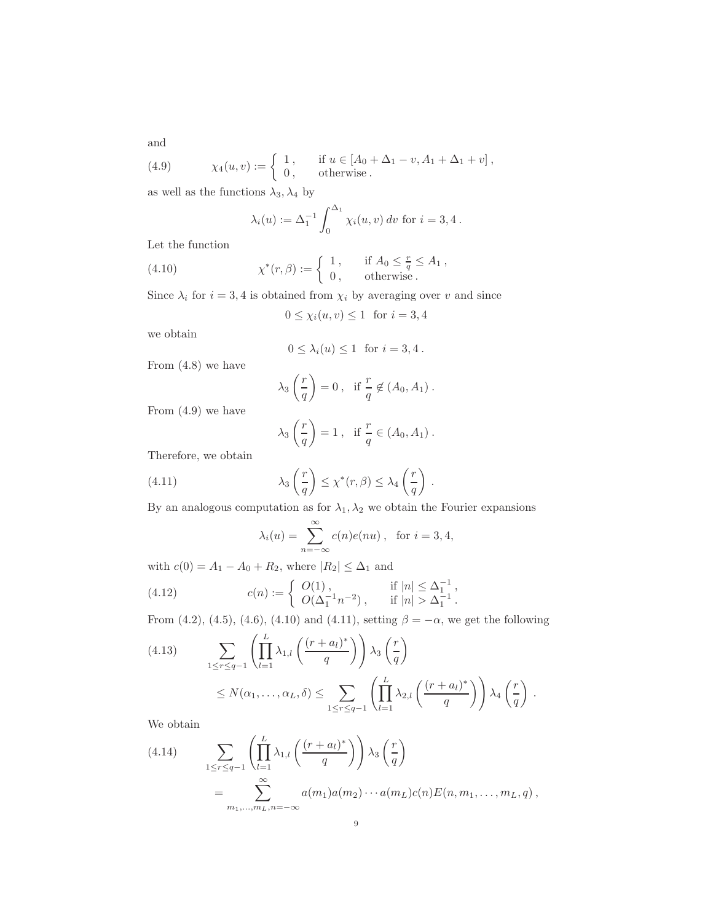and

$$\chi_4(u,v) := \begin{cases} 1\,, & \text{if } u \in [A_0 + \Delta_1 - v, A_1 + \Delta_1 + v]\,, \\ 0\,, & \text{otherwise}\,. \end{cases} \tag{4.9}$$

as well as the functions $\lambda_3, \lambda_4$ by

$$\lambda_i(u) := \Delta_1^{-1} \int_0^{\Delta_1} \chi_i(u,v)\, dv \text{ for } i = 3, 4\,.$$

Let the function

$$\chi^*(r,\beta) := \begin{cases} 1\,, & \text{if } A_0 \leq \frac{r}{q} \leq A_1\,, \\ 0\,, & \text{otherwise}\,. \end{cases} \tag{4.10}$$

Since $\lambda_i$ for $i = 3, 4$ is obtained from $\chi_i$ by averaging over $v$ and since

$$0 \leq \chi_i(u,v) \leq 1 \quad \text{for } i = 3, 4$$

we obtain

$$0 \leq \lambda_i(u) \leq 1 \quad \text{for } i = 3, 4\,.$$

From (4.8) we have

$$\lambda_3\left(\frac{r}{q}\right) = 0\,, \quad \text{if } \frac{r}{q} \notin (A_0, A_1)\,.$$

From (4.9) we have

$$\lambda_3\left(\frac{r}{q}\right) = 1\,, \quad \text{if } \frac{r}{q} \in (A_0, A_1)\,.$$

Therefore, we obtain

$$\lambda_3\left(\frac{r}{q}\right) \leq \chi^*(r,\beta) \leq \lambda_4\left(\frac{r}{q}\right)\,. \tag{4.11}$$

By an analogous computation as for $\lambda_1, \lambda_2$ we obtain the Fourier expansions

$$\lambda_i(u) = \sum_{n=-\infty}^{\infty} c(n) e(nu)\,, \quad \text{for } i = 3, 4,$$

with $c(0) = A_1 - A_0 + R_2$, where $|R_2| \leq \Delta_1$ and

$$c(n) := \begin{cases} O(1)\,, & \text{if } |n| \leq \Delta_1^{-1}\,, \\ O(\Delta_1^{-1} n^{-2})\,, & \text{if } |n| > \Delta_1^{-1}\,. \end{cases} \tag{4.12}$$

From (4.2), (4.5), (4.6), (4.10) and (4.11), setting $\beta = -\alpha$, we get the following

$$\begin{aligned} &\sum_{1 \leq r \leq q-1} \left( \prod_{l=1}^{L} \lambda_{1,l}\left(\frac{(r+a_l)^*}{q}\right)\right) \lambda_3\left(\frac{r}{q}\right) \\ &\quad \leq N(\alpha_1, \ldots, \alpha_L, \delta) \leq \sum_{1 \leq r \leq q-1} \left( \prod_{l=1}^{L} \lambda_{2,l}\left(\frac{(r+a_l)^*}{q}\right)\right) \lambda_4\left(\frac{r}{q}\right)\,. \end{aligned} \tag{4.13}$$

We obtain

$$\begin{aligned} &\sum_{1 \leq r \leq q-1} \left( \prod_{l=1}^{L} \lambda_{1,l}\left(\frac{(r+a_l)^*}{q}\right)\right) \lambda_3\left(\frac{r}{q}\right) \\ &\quad = \sum_{m_1,\ldots,m_L,n=-\infty}^{\infty} a(m_1)a(m_2)\cdots a(m_L) c(n) E(n, m_1, \ldots, m_L, q)\,, \end{aligned} \tag{4.14}$$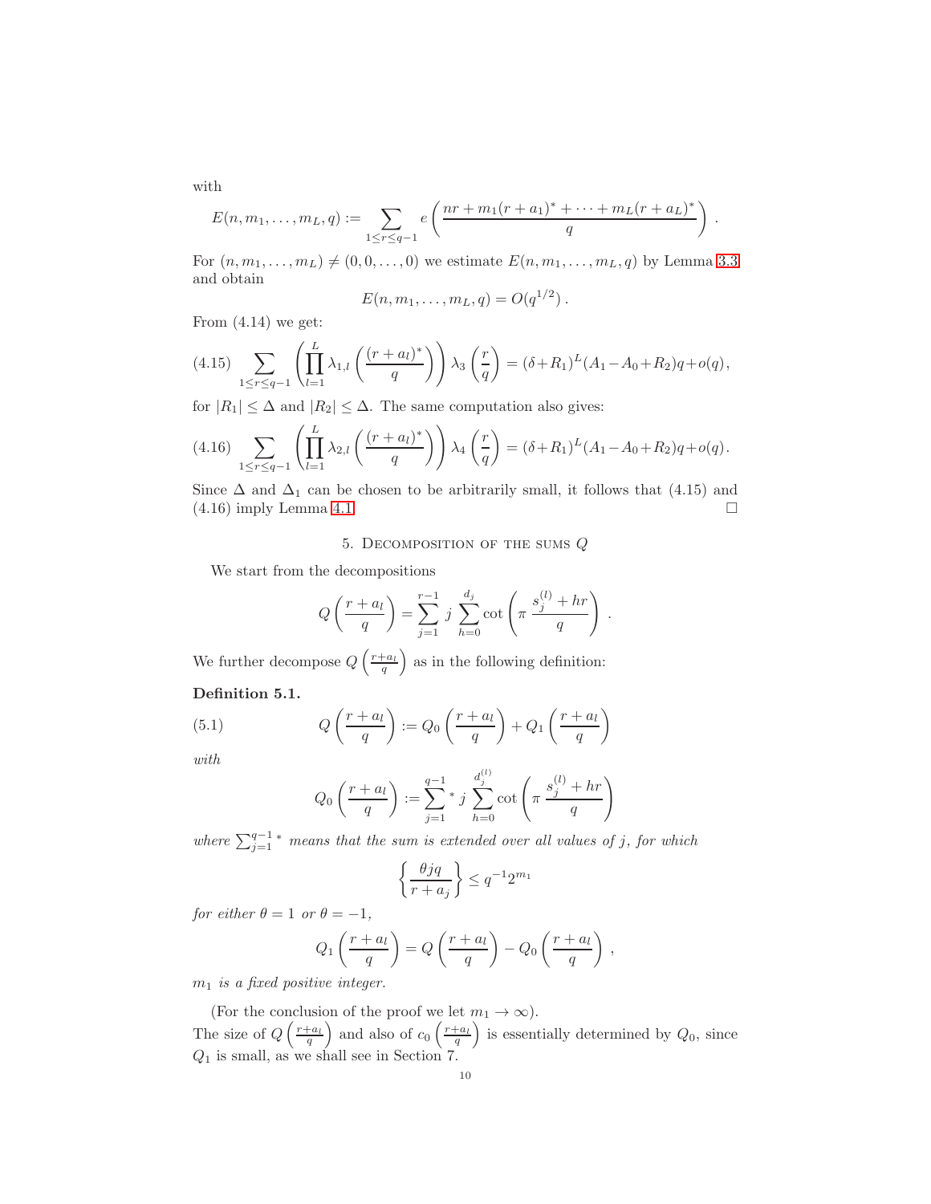with

$$E(n, m_1, \ldots, m_L, q) := \sum_{1 \le r \le q-1} e\left( \frac{nr + m_1 (r+a_1)^* + \cdots + m_L (r+a_L)^*}{q} \right).$$

For $(n, m_1, \ldots, m_L) \neq (0, 0, \ldots, 0)$ we estimate $E(n, m_1, \ldots, m_L, q)$ by Lemma 3.3 and obtain

$$E(n, m_1, \ldots, m_L, q) = O(q^{1/2}).$$

From (4.14) we get:

$$\sum_{1 \le r \le q-1} \left( \prod_{l=1}^{L} \lambda_{1,l}\left( \frac{(r+a_l)^*}{q} \right) \right) \lambda_3\left( \frac{r}{q} \right) = (\delta + R_1)^L (A_1 - A_0 + R_2) q + o(q), \tag{4.15}$$

for $|R_1| \le \Delta$ and $|R_2| \le \Delta$. The same computation also gives:

$$\sum_{1 \le r \le q-1} \left( \prod_{l=1}^{L} \lambda_{2,l}\left( \frac{(r+a_l)^*}{q} \right) \right) \lambda_4\left( \frac{r}{q} \right) = (\delta + R_1)^L (A_1 - A_0 + R_2) q + o(q). \tag{4.16}$$

Since $\Delta$ and $\Delta_1$ can be chosen to be arbitrarily small, it follows that (4.15) and (4.16) imply Lemma 4.1. □

## 5. Decomposition of the sums $Q$

We start from the decompositions

$$Q\left( \frac{r+a_l}{q} \right) = \sum_{j=1}^{r-1} j \sum_{h=0}^{d_j} \cot\left( \pi \frac{s_j^{(l)} + hr}{q} \right).$$

We further decompose $Q\left( \frac{r+a_l}{q} \right)$ as in the following definition:

**Definition 5.1.**

$$Q\left( \frac{r+a_l}{q} \right) := Q_0\left( \frac{r+a_l}{q} \right) + Q_1\left( \frac{r+a_l}{q} \right) \tag{5.1}$$

*with*

$$Q_0\left( \frac{r+a_l}{q} \right) := \sum_{j=1}^{q-1}{}^{*} \; j \sum_{h=0}^{d_j^{(l)}} \cot\left( \pi \frac{s_j^{(l)} + hr}{q} \right)$$

*where* $\sum_{j=1}^{q-1}{}^{*}$ *means that the sum is extended over all values of* $j$*, for which*

$$\left\{ \frac{\theta j q}{r + a_j} \right\} \le q^{-1} 2^{m_1}$$

*for either* $\theta = 1$ *or* $\theta = -1$*,*

$$Q_1\left( \frac{r+a_l}{q} \right) = Q\left( \frac{r+a_l}{q} \right) - Q_0\left( \frac{r+a_l}{q} \right),$$

$m_1$ *is a fixed positive integer.*

(For the conclusion of the proof we let $m_1 \to \infty$).
The size of $Q\left( \frac{r+a_l}{q} \right)$ and also of $c_0\left( \frac{r+a_l}{q} \right)$ is essentially determined by $Q_0$, since $Q_1$ is small, as we shall see in Section 7.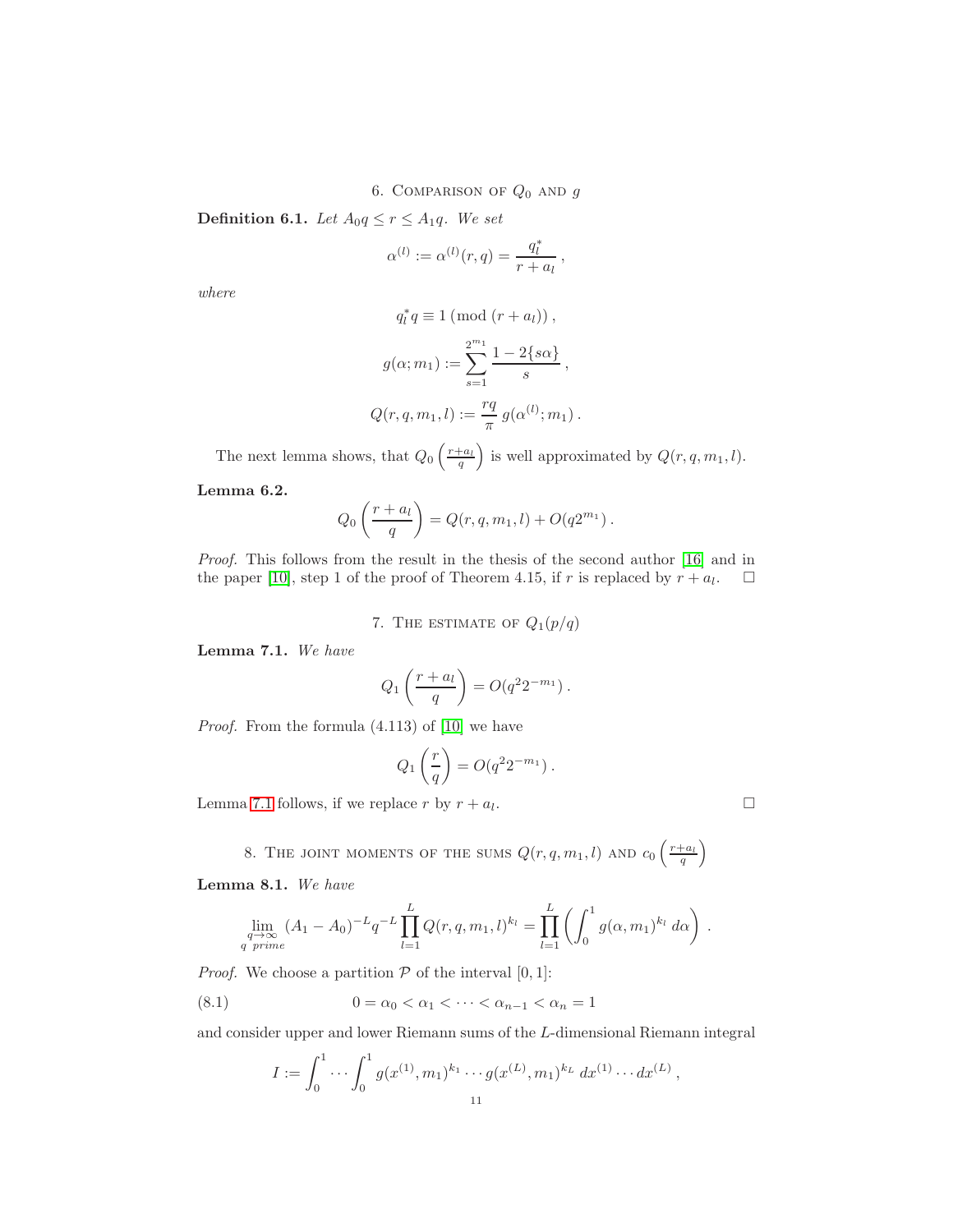## 6. Comparison of $Q_0$ and $g$

**Definition 6.1.** *Let $A_0 q \le r \le A_1 q$. We set*

$$\alpha^{(l)} := \alpha^{(l)}(r,q) = \frac{q_l^*}{r+a_l}\,,$$

*where*

$$q_l^* q \equiv 1 \,(\mathrm{mod}\,(r+a_l))\,,$$

$$g(\alpha; m_1) := \sum_{s=1}^{2^{m_1}} \frac{1-2\{s\alpha\}}{s}\,,$$

$$Q(r,q,m_1,l) := \frac{rq}{\pi}\, g(\alpha^{(l)}; m_1)\,.$$

The next lemma shows, that $Q_0\left(\frac{r+a_l}{q}\right)$ is well approximated by $Q(r,q,m_1,l)$.

**Lemma 6.2.**

$$Q_0\left(\frac{r+a_l}{q}\right) = Q(r,q,m_1,l) + O(q2^{m_1})\,.$$

*Proof.* This follows from the result in the thesis of the second author [16] and in the paper [10], step 1 of the proof of Theorem 4.15, if $r$ is replaced by $r+a_l$. □

## 7. The estimate of $Q_1(p/q)$

**Lemma 7.1.** *We have*

$$Q_1\left(\frac{r+a_l}{q}\right) = O(q^2 2^{-m_1})\,.$$

*Proof.* From the formula (4.113) of [10] we have

$$Q_1\left(\frac{r}{q}\right) = O(q^2 2^{-m_1})\,.$$

Lemma 7.1 follows, if we replace $r$ by $r+a_l$. □

## 8. The joint moments of the sums $Q(r,q,m_1,l)$ and $c_0\left(\frac{r+a_l}{q}\right)$

**Lemma 8.1.** *We have*

$$\lim_{\substack{q\to\infty \\ q \text{ prime}}} (A_1-A_0)^{-L} q^{-L} \prod_{l=1}^{L} Q(r,q,m_1,l)^{k_l} = \prod_{l=1}^{L}\left(\int_0^1 g(\alpha,m_1)^{k_l}\, d\alpha\right)\,.$$

*Proof.* We choose a partition $\mathcal{P}$ of the interval $[0,1]$:

$$0 = \alpha_0 < \alpha_1 < \cdots < \alpha_{n-1} < \alpha_n = 1 \tag{8.1}$$

and consider upper and lower Riemann sums of the $L$-dimensional Riemann integral

$$I := \int_0^1 \cdots \int_0^1 g(x^{(1)},m_1)^{k_1} \cdots g(x^{(L)},m_1)^{k_L}\, dx^{(1)} \cdots dx^{(L)}\,,$$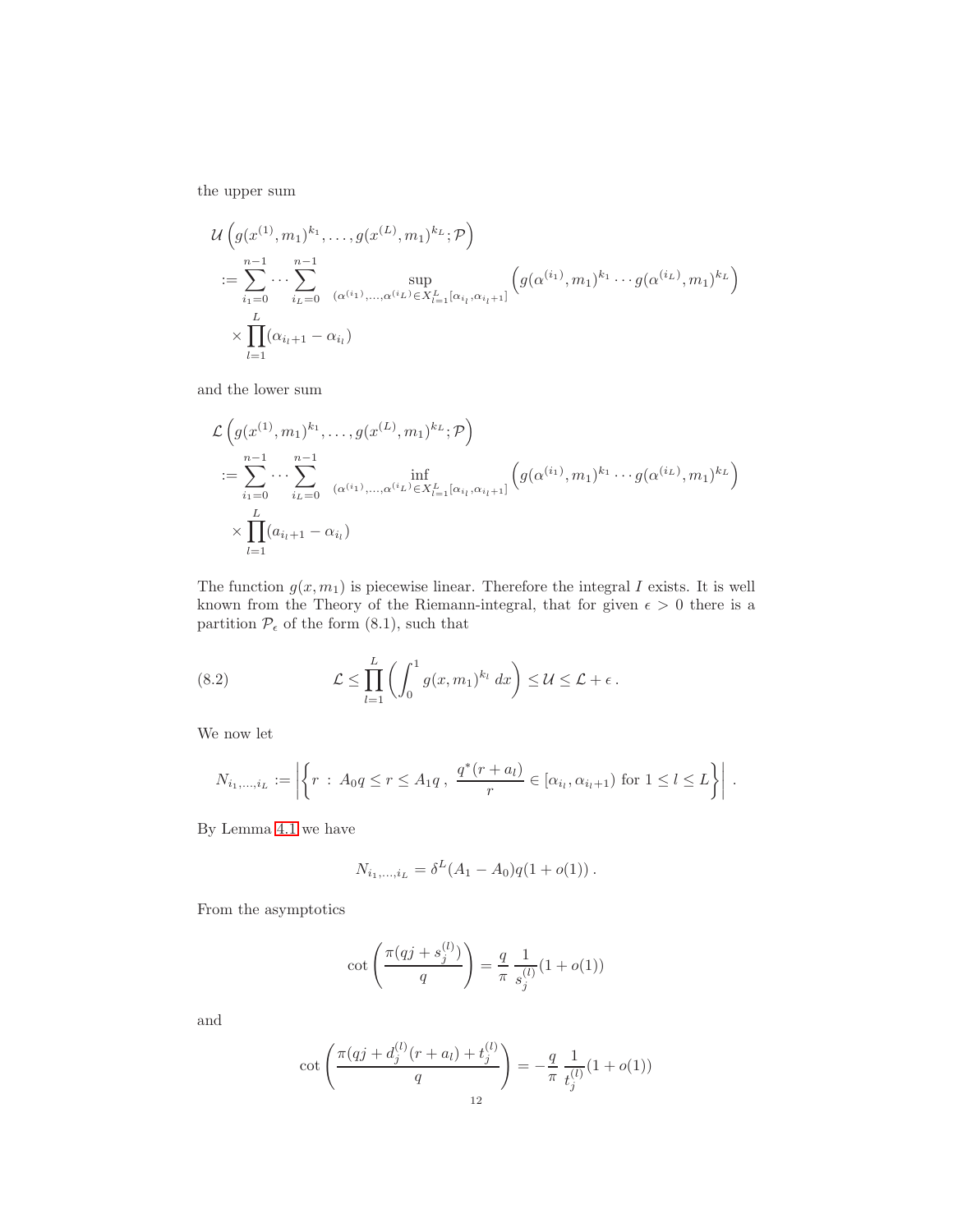the upper sum

$$
\begin{aligned}
&\mathcal{U}\left(g(x^{(1)},m_1)^{k_1},\ldots,g(x^{(L)},m_1)^{k_L};\mathcal{P}\right)\\
&:=\sum_{i_1=0}^{n-1}\cdots\sum_{i_L=0}^{n-1}\ \sup_{(\alpha^{(i_1)},\ldots,\alpha^{(i_L)})\in X_{l=1}^{L}[\alpha_{i_l},\alpha_{i_l+1}]}\left(g(\alpha^{(i_1)},m_1)^{k_1}\cdots g(\alpha^{(i_L)},m_1)^{k_L}\right)\\
&\quad\times\prod_{l=1}^{L}(\alpha_{i_l+1}-\alpha_{i_l})
\end{aligned}
$$

and the lower sum

$$
\begin{aligned}
&\mathcal{L}\left(g(x^{(1)},m_1)^{k_1},\ldots,g(x^{(L)},m_1)^{k_L};\mathcal{P}\right)\\
&:=\sum_{i_1=0}^{n-1}\cdots\sum_{i_L=0}^{n-1}\ \inf_{(\alpha^{(i_1)},\ldots,\alpha^{(i_L)})\in X_{l=1}^{L}[\alpha_{i_l},\alpha_{i_l+1}]}\left(g(\alpha^{(i_1)},m_1)^{k_1}\cdots g(\alpha^{(i_L)},m_1)^{k_L}\right)\\
&\quad\times\prod_{l=1}^{L}(a_{i_l+1}-\alpha_{i_l})
\end{aligned}
$$

The function $g(x,m_1)$ is piecewise linear. Therefore the integral $I$ exists. It is well known from the Theory of the Riemann-integral, that for given $\epsilon>0$ there is a partition $\mathcal{P}_\epsilon$ of the form (8.1), such that

$$
\mathcal{L}\le\prod_{l=1}^{L}\left(\int_0^1 g(x,m_1)^{k_l}\,dx\right)\le\mathcal{U}\le\mathcal{L}+\epsilon\,. \tag{8.2}
$$

We now let

$$
N_{i_1,\ldots,i_L}:=\left|\left\{r\ :\ A_0q\le r\le A_1q\,,\ \frac{q^*(r+a_l)}{r}\in[\alpha_{i_l},\alpha_{i_l+1})\text{ for }1\le l\le L\right\}\right|\,.
$$

By Lemma 4.1 we have

$$
N_{i_1,\ldots,i_L}=\delta^L(A_1-A_0)q(1+o(1))\,.
$$

From the asymptotics

$$
\cot\left(\frac{\pi(qj+s_j^{(l)})}{q}\right)=\frac{q}{\pi}\ \frac{1}{s_j^{(l)}}(1+o(1))
$$

and

$$
\cot\left(\frac{\pi(qj+d_j^{(l)}(r+a_l)+t_j^{(l)})}{q}\right)=-\frac{q}{\pi}\ \frac{1}{t_j^{(l)}}(1+o(1))
$$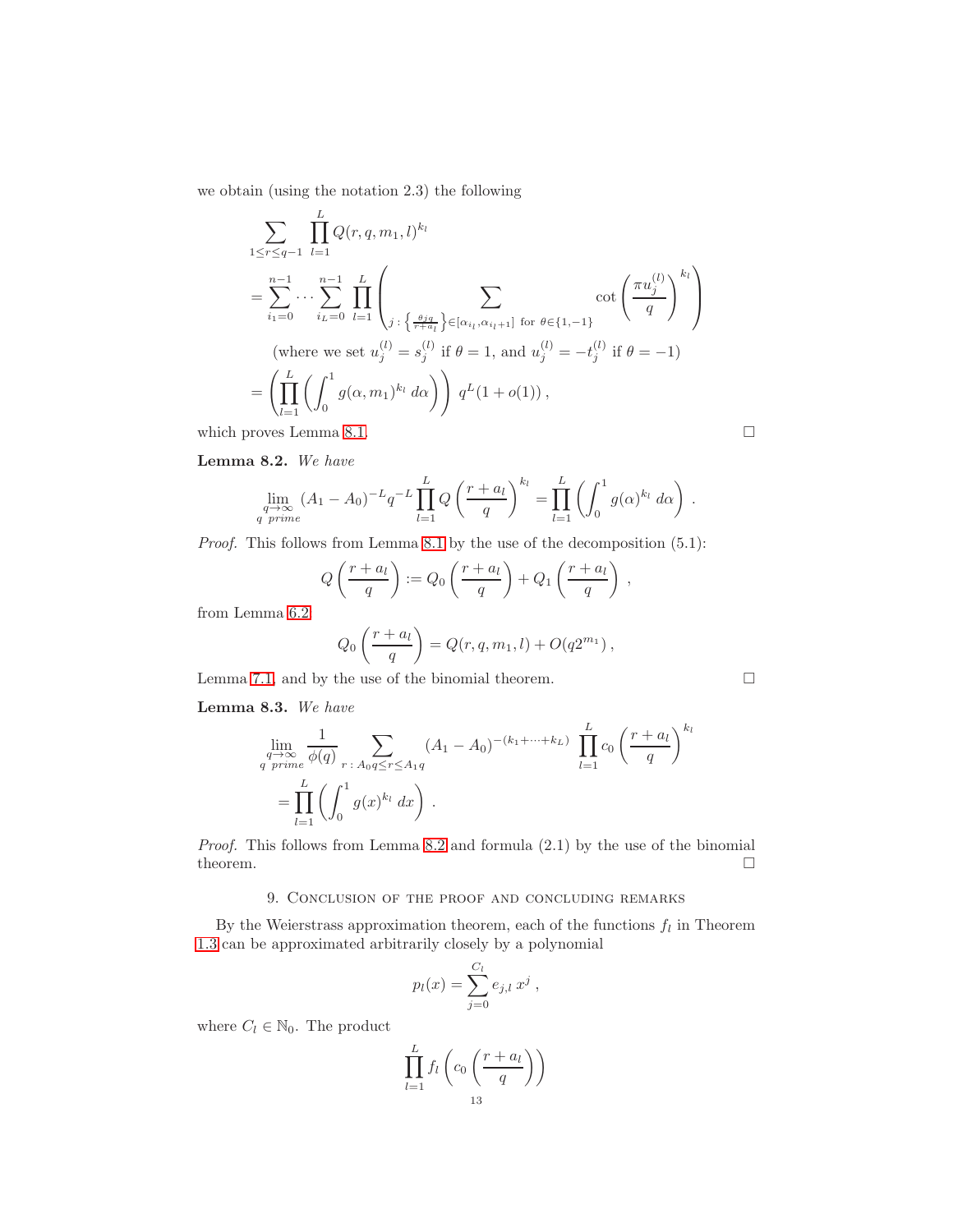we obtain (using the notation 2.3) the following

$$
\begin{aligned}
&\sum_{1\le r\le q-1} \prod_{l=1}^{L} Q(r,q,m_1,l)^{k_l} \\
&= \sum_{i_1=0}^{n-1} \cdots \sum_{i_L=0}^{n-1} \prod_{l=1}^{L} \left( \sum_{j\,:\,\left\{\frac{\theta j q}{r+a_l}\right\}\in[\alpha_{i_l},\alpha_{i_l+1}] \text{ for } \theta\in\{1,-1\}} \cot\left(\frac{\pi u_j^{(l)}}{q}\right)^{k_l} \right) \\
&\qquad \text{(where we set } u_j^{(l)} = s_j^{(l)} \text{ if } \theta = 1, \text{ and } u_j^{(l)} = -t_j^{(l)} \text{ if } \theta = -1\text{)} \\
&= \left( \prod_{l=1}^{L} \left( \int_0^1 g(\alpha, m_1)^{k_l}\, d\alpha \right) \right) q^L (1 + o(1)) \,,
\end{aligned}
$$

which proves Lemma 8.1. $\square$

**Lemma 8.2.** *We have*

$$
\lim_{\substack{q\to\infty \\ q \text{ prime}}} (A_1 - A_0)^{-L} q^{-L} \prod_{l=1}^{L} Q\left(\frac{r+a_l}{q}\right)^{k_l} = \prod_{l=1}^{L} \left( \int_0^1 g(\alpha)^{k_l}\, d\alpha \right) .
$$

*Proof.* This follows from Lemma 8.1 by the use of the decomposition (5.1):

$$
Q\left(\frac{r+a_l}{q}\right) := Q_0\left(\frac{r+a_l}{q}\right) + Q_1\left(\frac{r+a_l}{q}\right) ,
$$

from Lemma 6.2

$$
Q_0\left(\frac{r+a_l}{q}\right) = Q(r,q,m_1,l) + O(q2^{m_1}) \,,
$$

Lemma 7.1, and by the use of the binomial theorem. $\square$

**Lemma 8.3.** *We have*

$$
\begin{aligned}
&\lim_{\substack{q\to\infty \\ q \text{ prime}}} \frac{1}{\phi(q)} \sum_{r\,:\,A_0 q \le r \le A_1 q} (A_1 - A_0)^{-(k_1+\cdots+k_L)} \prod_{l=1}^{L} c_0\left(\frac{r+a_l}{q}\right)^{k_l} \\
&\quad = \prod_{l=1}^{L} \left( \int_0^1 g(x)^{k_l}\, dx \right) .
\end{aligned}
$$

*Proof.* This follows from Lemma 8.2 and formula (2.1) by the use of the binomial theorem. $\square$

## 9. Conclusion of the proof and concluding remarks

By the Weierstrass approximation theorem, each of the functions $f_l$ in Theorem 1.3 can be approximated arbitrarily closely by a polynomial

$$
p_l(x) = \sum_{j=0}^{C_l} e_{j,l}\, x^j \,,
$$

where $C_l \in \mathbb{N}_0$. The product

$$
\prod_{l=1}^{L} f_l\left( c_0\left(\frac{r+a_l}{q}\right)\right)
$$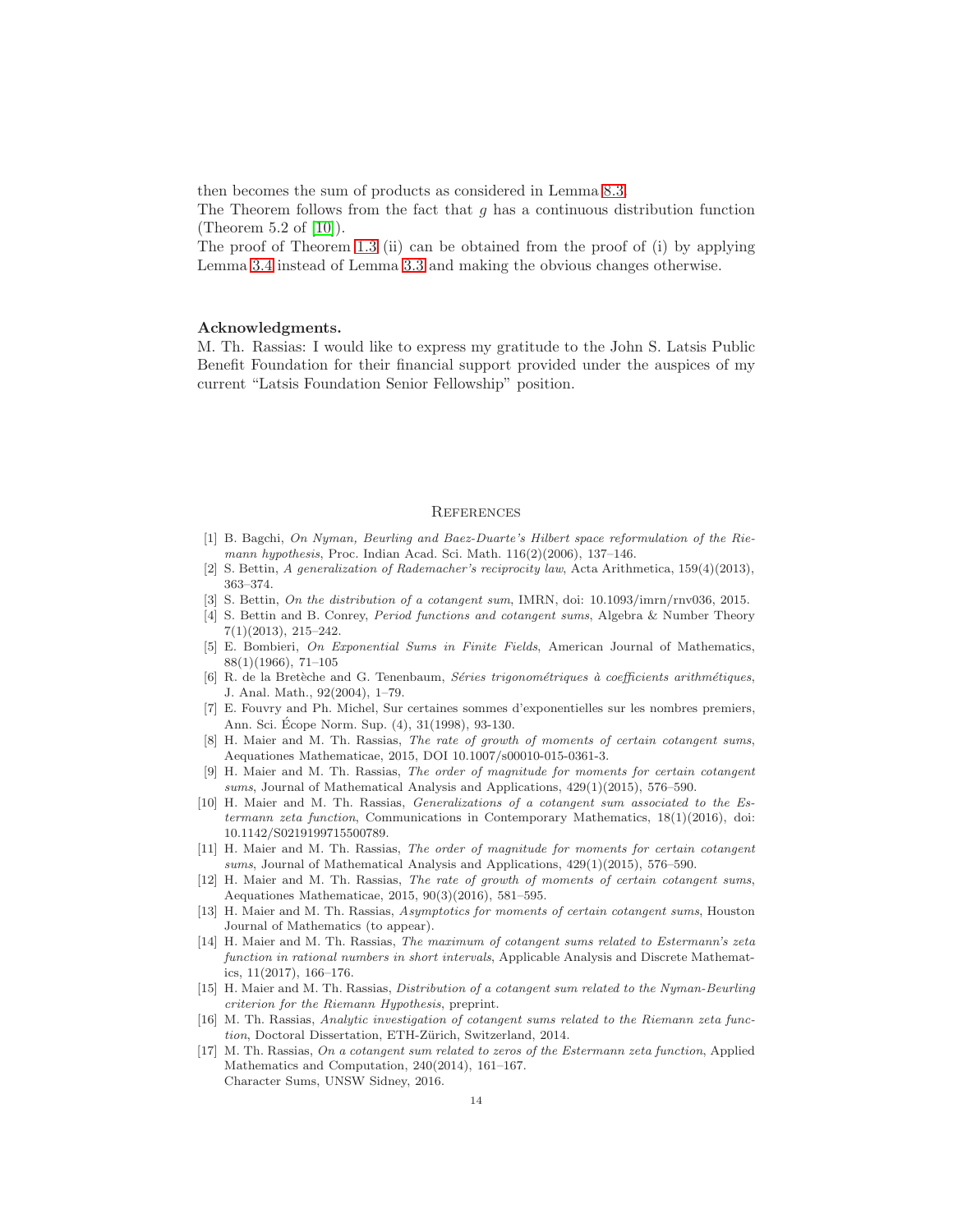then becomes the sum of products as considered in Lemma 8.3.
The Theorem follows from the fact that $g$ has a continuous distribution function (Theorem 5.2 of [10]).
The proof of Theorem 1.3 (ii) can be obtained from the proof of (i) by applying Lemma 3.4 instead of Lemma 3.3 and making the obvious changes otherwise.

**Acknowledgments.**
M. Th. Rassias: I would like to express my gratitude to the John S. Latsis Public Benefit Foundation for their financial support provided under the auspices of my current "Latsis Foundation Senior Fellowship" position.

## References

[1] B. Bagchi, *On Nyman, Beurling and Baez-Duarte's Hilbert space reformulation of the Riemann hypothesis*, Proc. Indian Acad. Sci. Math. 116(2)(2006), 137–146.

[2] S. Bettin, *A generalization of Rademacher's reciprocity law*, Acta Arithmetica, 159(4)(2013), 363–374.

[3] S. Bettin, *On the distribution of a cotangent sum*, IMRN, doi: 10.1093/imrn/rnv036, 2015.

[4] S. Bettin and B. Conrey, *Period functions and cotangent sums*, Algebra & Number Theory 7(1)(2013), 215–242.

[5] E. Bombieri, *On Exponential Sums in Finite Fields*, American Journal of Mathematics, 88(1)(1966), 71–105

[6] R. de la Bretèche and G. Tenenbaum, *Séries trigonométriques à coefficients arithmétiques*, J. Anal. Math., 92(2004), 1–79.

[7] E. Fouvry and Ph. Michel, Sur certaines sommes d'exponentielles sur les nombres premiers, Ann. Sci. Écope Norm. Sup. (4), 31(1998), 93-130.

[8] H. Maier and M. Th. Rassias, *The rate of growth of moments of certain cotangent sums*, Aequationes Mathematicae, 2015, DOI 10.1007/s00010-015-0361-3.

[9] H. Maier and M. Th. Rassias, *The order of magnitude for moments for certain cotangent sums*, Journal of Mathematical Analysis and Applications, 429(1)(2015), 576–590.

[10] H. Maier and M. Th. Rassias, *Generalizations of a cotangent sum associated to the Estermann zeta function*, Communications in Contemporary Mathematics, 18(1)(2016), doi: 10.1142/S0219199715500789.

[11] H. Maier and M. Th. Rassias, *The order of magnitude for moments for certain cotangent sums*, Journal of Mathematical Analysis and Applications, 429(1)(2015), 576–590.

[12] H. Maier and M. Th. Rassias, *The rate of growth of moments of certain cotangent sums*, Aequationes Mathematicae, 2015, 90(3)(2016), 581–595.

[13] H. Maier and M. Th. Rassias, *Asymptotics for moments of certain cotangent sums*, Houston Journal of Mathematics (to appear).

[14] H. Maier and M. Th. Rassias, *The maximum of cotangent sums related to Estermann's zeta function in rational numbers in short intervals*, Applicable Analysis and Discrete Mathematics, 11(2017), 166–176.

[15] H. Maier and M. Th. Rassias, *Distribution of a cotangent sum related to the Nyman-Beurling criterion for the Riemann Hypothesis*, preprint.

[16] M. Th. Rassias, *Analytic investigation of cotangent sums related to the Riemann zeta function*, Doctoral Dissertation, ETH-Zürich, Switzerland, 2014.

[17] M. Th. Rassias, *On a cotangent sum related to zeros of the Estermann zeta function*, Applied Mathematics and Computation, 240(2014), 161–167.
Character Sums, UNSW Sidney, 2016.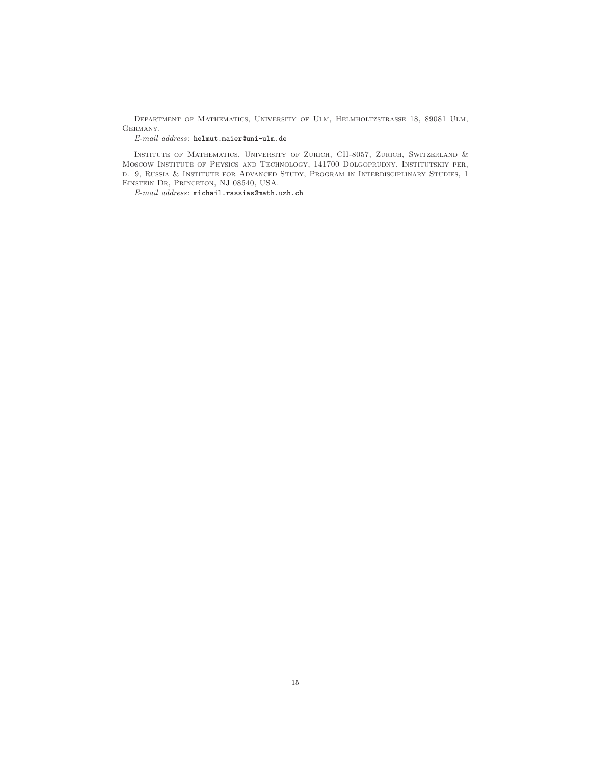Department of Mathematics, University of Ulm, Helmholtzstrasse 18, 89081 Ulm, Germany.

*E-mail address*: helmut.maier@uni-ulm.de

Institute of Mathematics, University of Zurich, CH-8057, Zurich, Switzerland & Moscow Institute of Physics and Technology, 141700 Dolgoprudny, Institutskiy per, d. 9, Russia & Institute for Advanced Study, Program in Interdisciplinary Studies, 1 Einstein Dr, Princeton, NJ 08540, USA.

*E-mail address*: michail.rassias@math.uzh.ch